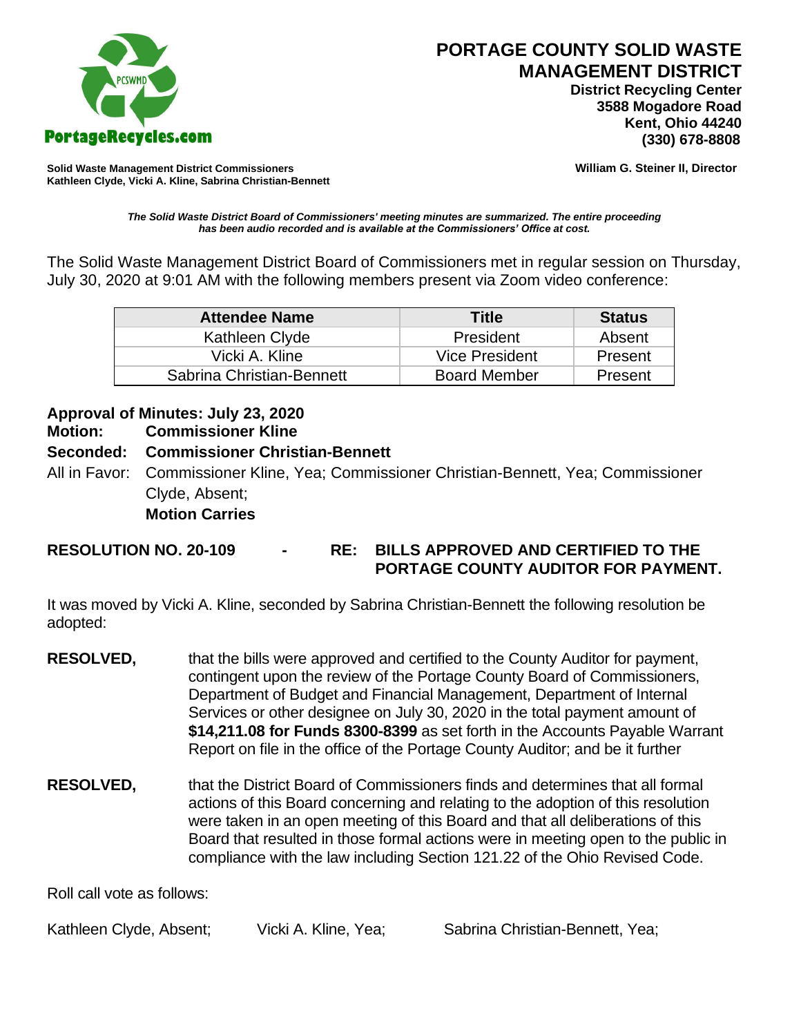# PORTAGE COUNTY SOLID WASTE MANAGEMENT DISTRICT

**District Recycling Center**
**3588 Mogadore Road**
**Kent, Ohio 44240**
**(330) 678-8808**

PortageRecycles.com

**Solid Waste Management District Commissioners**
**Kathleen Clyde, Vicki A. Kline, Sabrina Christian-Bennett**

**William G. Steiner II, Director**

***The Solid Waste District Board of Commissioners' meeting minutes are summarized. The entire proceeding has been audio recorded and is available at the Commissioners' Office at cost.***

The Solid Waste Management District Board of Commissioners met in regular session on Thursday, July 30, 2020 at 9:01 AM with the following members present via Zoom video conference:

| Attendee Name | Title | Status |
|---|---|---|
| Kathleen Clyde | President | Absent |
| Vicki A. Kline | Vice President | Present |
| Sabrina Christian-Bennett | Board Member | Present |

**Approval of Minutes: July 23, 2020**
**Motion: Commissioner Kline**
**Seconded: Commissioner Christian-Bennett**
All in Favor: Commissioner Kline, Yea; Commissioner Christian-Bennett, Yea; Commissioner Clyde, Absent;
**Motion Carries**

**RESOLUTION NO. 20-109 - RE: BILLS APPROVED AND CERTIFIED TO THE PORTAGE COUNTY AUDITOR FOR PAYMENT.**

It was moved by Vicki A. Kline, seconded by Sabrina Christian-Bennett the following resolution be adopted:

**RESOLVED,** that the bills were approved and certified to the County Auditor for payment, contingent upon the review of the Portage County Board of Commissioners, Department of Budget and Financial Management, Department of Internal Services or other designee on July 30, 2020 in the total payment amount of **$14,211.08 for Funds 8300-8399** as set forth in the Accounts Payable Warrant Report on file in the office of the Portage County Auditor; and be it further

**RESOLVED,** that the District Board of Commissioners finds and determines that all formal actions of this Board concerning and relating to the adoption of this resolution were taken in an open meeting of this Board and that all deliberations of this Board that resulted in those formal actions were in meeting open to the public in compliance with the law including Section 121.22 of the Ohio Revised Code.

Roll call vote as follows:

Kathleen Clyde, Absent; Vicki A. Kline, Yea; Sabrina Christian-Bennett, Yea;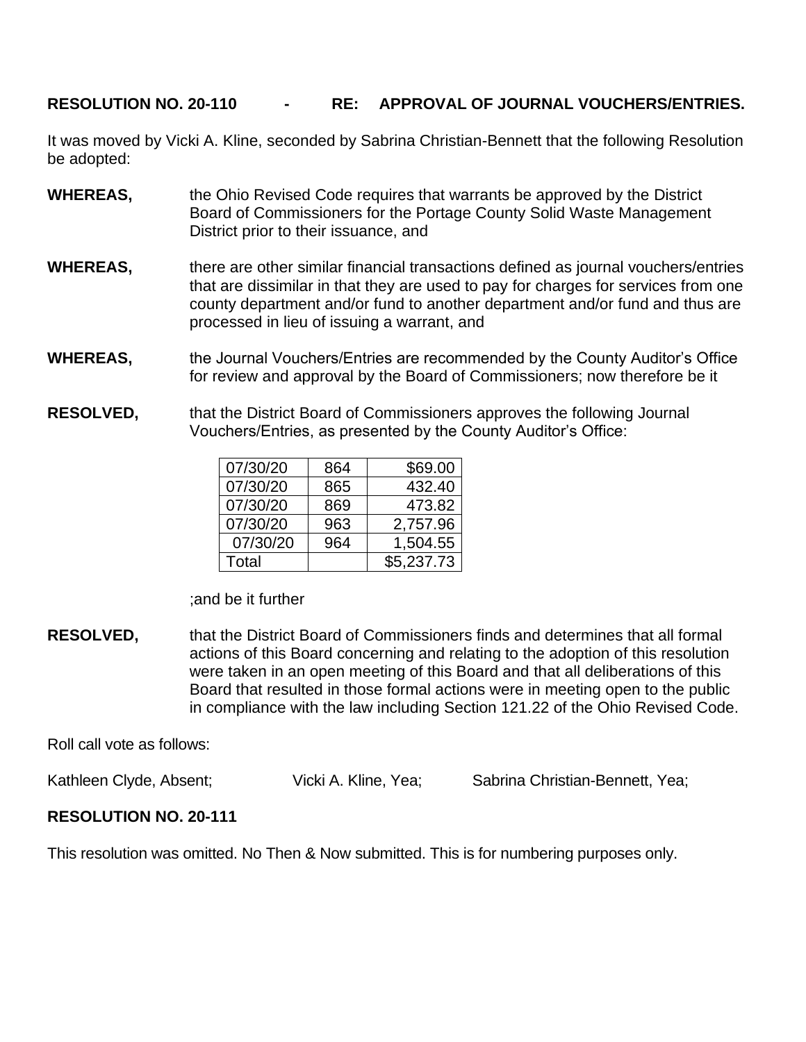**RESOLUTION NO. 20-110 - RE: APPROVAL OF JOURNAL VOUCHERS/ENTRIES.**

It was moved by Vicki A. Kline, seconded by Sabrina Christian-Bennett that the following Resolution be adopted:

**WHEREAS,** the Ohio Revised Code requires that warrants be approved by the District Board of Commissioners for the Portage County Solid Waste Management District prior to their issuance, and

**WHEREAS,** there are other similar financial transactions defined as journal vouchers/entries that are dissimilar in that they are used to pay for charges for services from one county department and/or fund to another department and/or fund and thus are processed in lieu of issuing a warrant, and

**WHEREAS,** the Journal Vouchers/Entries are recommended by the County Auditor's Office for review and approval by the Board of Commissioners; now therefore be it

**RESOLVED,** that the District Board of Commissioners approves the following Journal Vouchers/Entries, as presented by the County Auditor's Office:

| | | |
|---|---|---|
| 07/30/20 | 864 | $69.00 |
| 07/30/20 | 865 | 432.40 |
| 07/30/20 | 869 | 473.82 |
| 07/30/20 | 963 | 2,757.96 |
| 07/30/20 | 964 | 1,504.55 |
| Total | | $5,237.73 |

;and be it further

**RESOLVED,** that the District Board of Commissioners finds and determines that all formal actions of this Board concerning and relating to the adoption of this resolution were taken in an open meeting of this Board and that all deliberations of this Board that resulted in those formal actions were in meeting open to the public in compliance with the law including Section 121.22 of the Ohio Revised Code.

Roll call vote as follows:

Kathleen Clyde, Absent; Vicki A. Kline, Yea; Sabrina Christian-Bennett, Yea;

**RESOLUTION NO. 20-111**

This resolution was omitted. No Then & Now submitted. This is for numbering purposes only.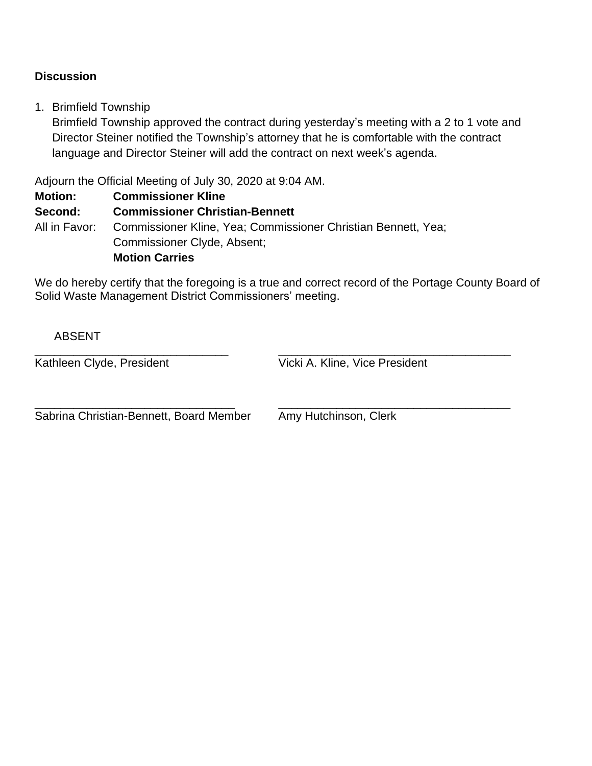**Discussion**

1. Brimfield Township
   Brimfield Township approved the contract during yesterday's meeting with a 2 to 1 vote and Director Steiner notified the Township's attorney that he is comfortable with the contract language and Director Steiner will add the contract on next week's agenda.

Adjourn the Official Meeting of July 30, 2020 at 9:04 AM.

**Motion:** **Commissioner Kline**
**Second:** **Commissioner Christian-Bennett**
All in Favor: Commissioner Kline, Yea; Commissioner Christian Bennett, Yea; Commissioner Clyde, Absent;
**Motion Carries**

We do hereby certify that the foregoing is a true and correct record of the Portage County Board of Solid Waste Management District Commissioners' meeting.

ABSENT
\_\_\_\_\_\_\_\_\_\_\_\_\_\_\_\_\_\_\_\_\_\_\_\_\_\_\_\_\_\_
Kathleen Clyde, President

\_\_\_\_\_\_\_\_\_\_\_\_\_\_\_\_\_\_\_\_\_\_\_\_\_\_\_\_\_\_
Vicki A. Kline, Vice President

\_\_\_\_\_\_\_\_\_\_\_\_\_\_\_\_\_\_\_\_\_\_\_\_\_\_\_\_\_\_
Sabrina Christian-Bennett, Board Member

\_\_\_\_\_\_\_\_\_\_\_\_\_\_\_\_\_\_\_\_\_\_\_\_\_\_\_\_\_\_
Amy Hutchinson, Clerk